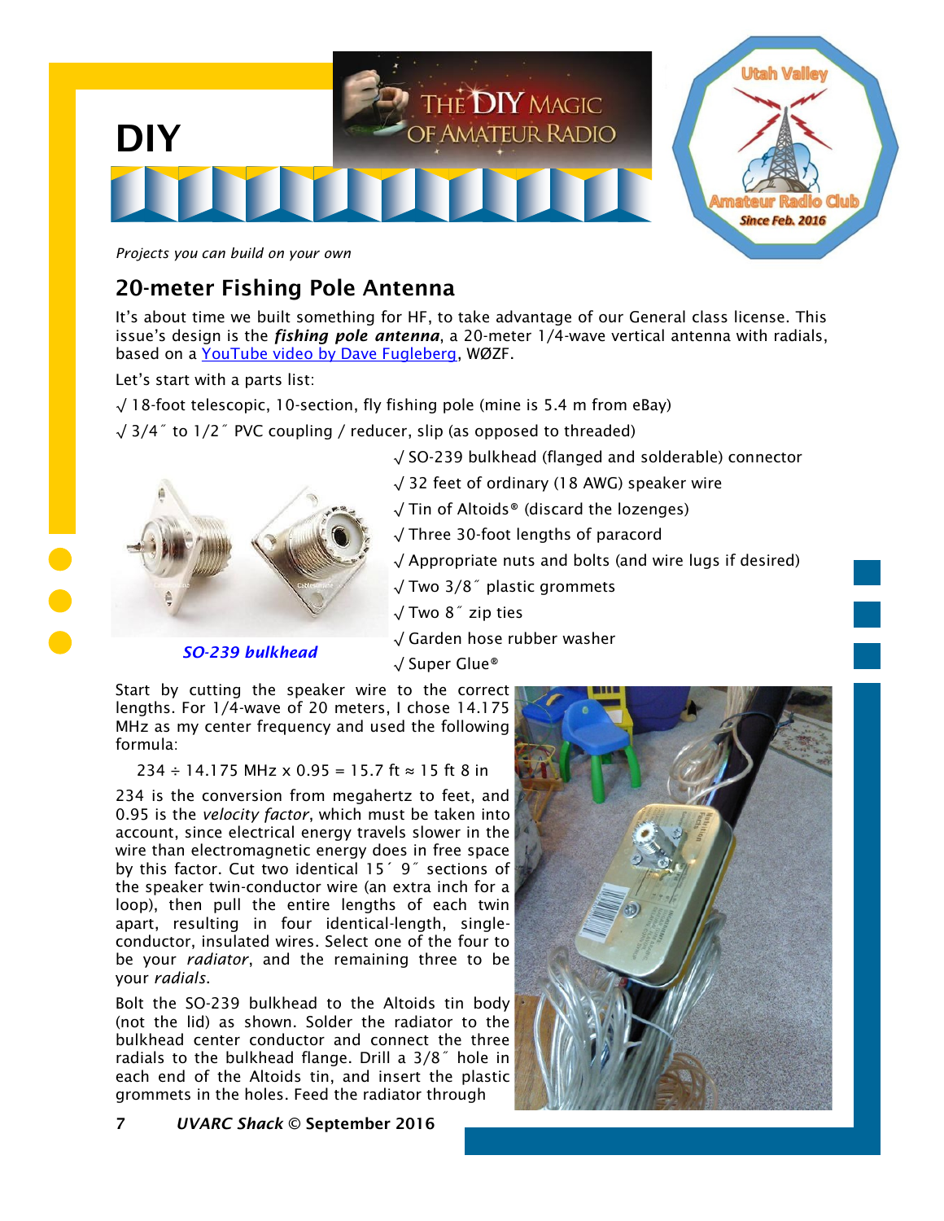# DIY

## The DIY Magic of Amateur Radio

*Projects you can build on your own*

## 20-meter Fishing Pole Antenna

It's about time we built something for HF, to take advantage of our General class license. This issue's design is the ***fishing pole antenna***, a 20-meter 1/4-wave vertical antenna with radials, based on a YouTube video by Dave Fugleberg, WØZF.

Let's start with a parts list:

- √ 18-foot telescopic, 10-section, fly fishing pole (mine is 5.4 m from eBay)
- √ 3/4″ to 1/2″ PVC coupling / reducer, slip (as opposed to threaded)
- √ SO-239 bulkhead (flanged and solderable) connector
- √ 32 feet of ordinary (18 AWG) speaker wire
- √ Tin of Altoids® (discard the lozenges)
- √ Three 30-foot lengths of paracord
- √ Appropriate nuts and bolts (and wire lugs if desired)
- √ Two 3/8″ plastic grommets
- √ Two 8″ zip ties
- √ Garden hose rubber washer
- √ Super Glue®

***SO-239 bulkhead***

Start by cutting the speaker wire to the correct lengths. For 1/4-wave of 20 meters, I chose 14.175 MHz as my center frequency and used the following formula:

$$234 \div 14.175 \text{ MHz} \times 0.95 = 15.7 \text{ ft} \approx 15 \text{ ft } 8 \text{ in}$$

234 is the conversion from megahertz to feet, and 0.95 is the *velocity factor*, which must be taken into account, since electrical energy travels slower in the wire than electromagnetic energy does in free space by this factor. Cut two identical 15′ 9″ sections of the speaker twin-conductor wire (an extra inch for a loop), then pull the entire lengths of each twin apart, resulting in four identical-length, single-conductor, insulated wires. Select one of the four to be your *radiator*, and the remaining three to be your *radials*.

Bolt the SO-239 bulkhead to the Altoids tin body (not the lid) as shown. Solder the radiator to the bulkhead center conductor and connect the three radials to the bulkhead flange. Drill a 3/8″ hole in each end of the Altoids tin, and insert the plastic grommets in the holes. Feed the radiator through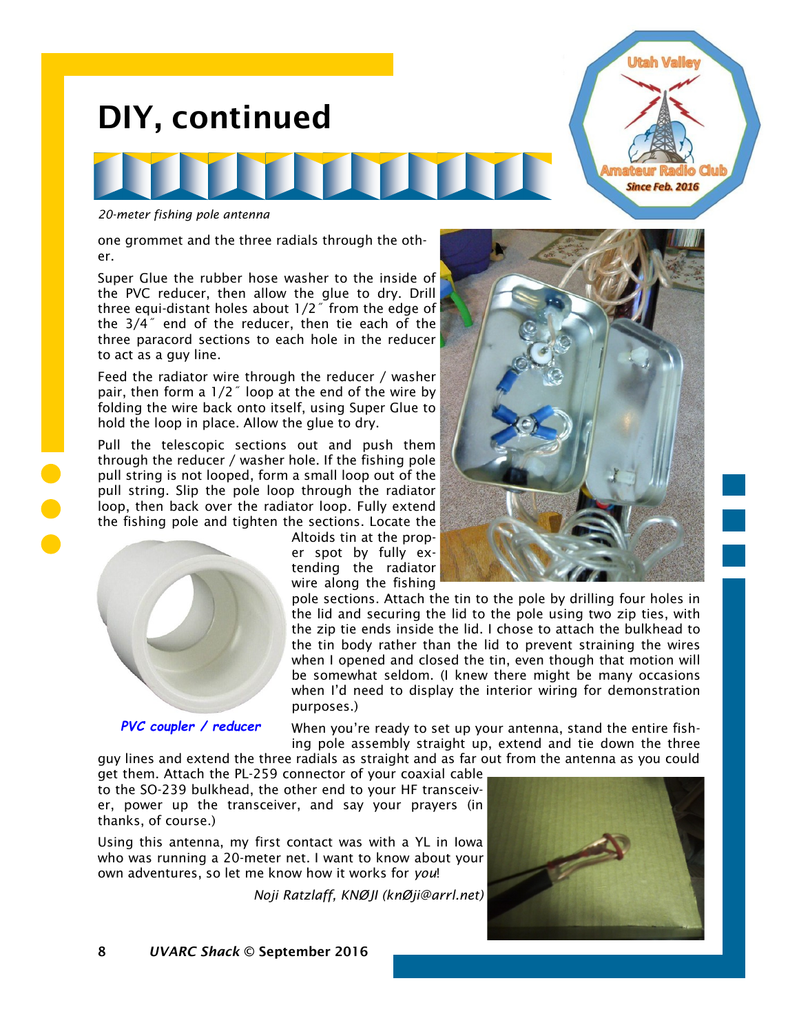# DIY, continued

*20-meter fishing pole antenna*

one grommet and the three radials through the other.

Super Glue the rubber hose washer to the inside of the PVC reducer, then allow the glue to dry. Drill three equi-distant holes about 1/2˝ from the edge of the 3/4˝ end of the reducer, then tie each of the three paracord sections to each hole in the reducer to act as a guy line.

Feed the radiator wire through the reducer / washer pair, then form a 1/2˝ loop at the end of the wire by folding the wire back onto itself, using Super Glue to hold the loop in place. Allow the glue to dry.

Pull the telescopic sections out and push them through the reducer / washer hole. If the fishing pole pull string is not looped, form a small loop out of the pull string. Slip the pole loop through the radiator loop, then back over the radiator loop. Fully extend the fishing pole and tighten the sections. Locate the Altoids tin at the proper spot by fully extending the radiator wire along the fishing pole sections. Attach the tin to the pole by drilling four holes in the lid and securing the lid to the pole using two zip ties, with the zip tie ends inside the lid. I chose to attach the bulkhead to the tin body rather than the lid to prevent straining the wires when I opened and closed the tin, even though that motion will be somewhat seldom. (I knew there might be many occasions when I'd need to display the interior wiring for demonstration purposes.)

***PVC coupler / reducer***

When you're ready to set up your antenna, stand the entire fishing pole assembly straight up, extend and tie down the three guy lines and extend the three radials as straight and as far out from the antenna as you could get them. Attach the PL-259 connector of your coaxial cable to the SO-239 bulkhead, the other end to your HF transceiver, power up the transceiver, and say your prayers (in thanks, of course.)

Using this antenna, my first contact was with a YL in Iowa who was running a 20-meter net. I want to know about your own adventures, so let me know how it works for *you*!

*Noji Ratzlaff, KNØJI (knØji@arrl.net)*